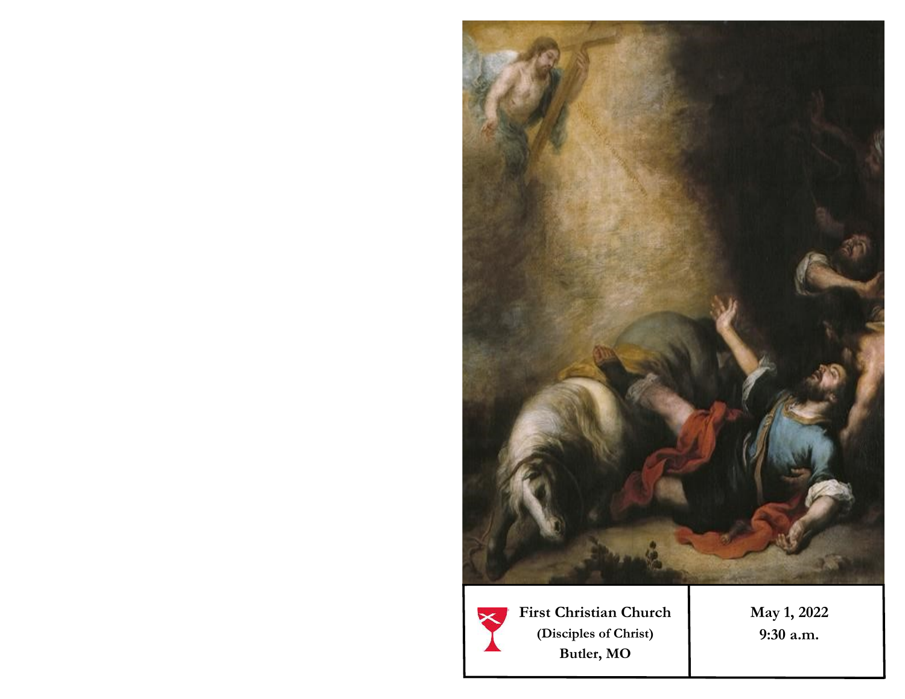First Christian Church
(Disciples of Christ)
Butler, MO

May 1, 2022
9:30 a.m.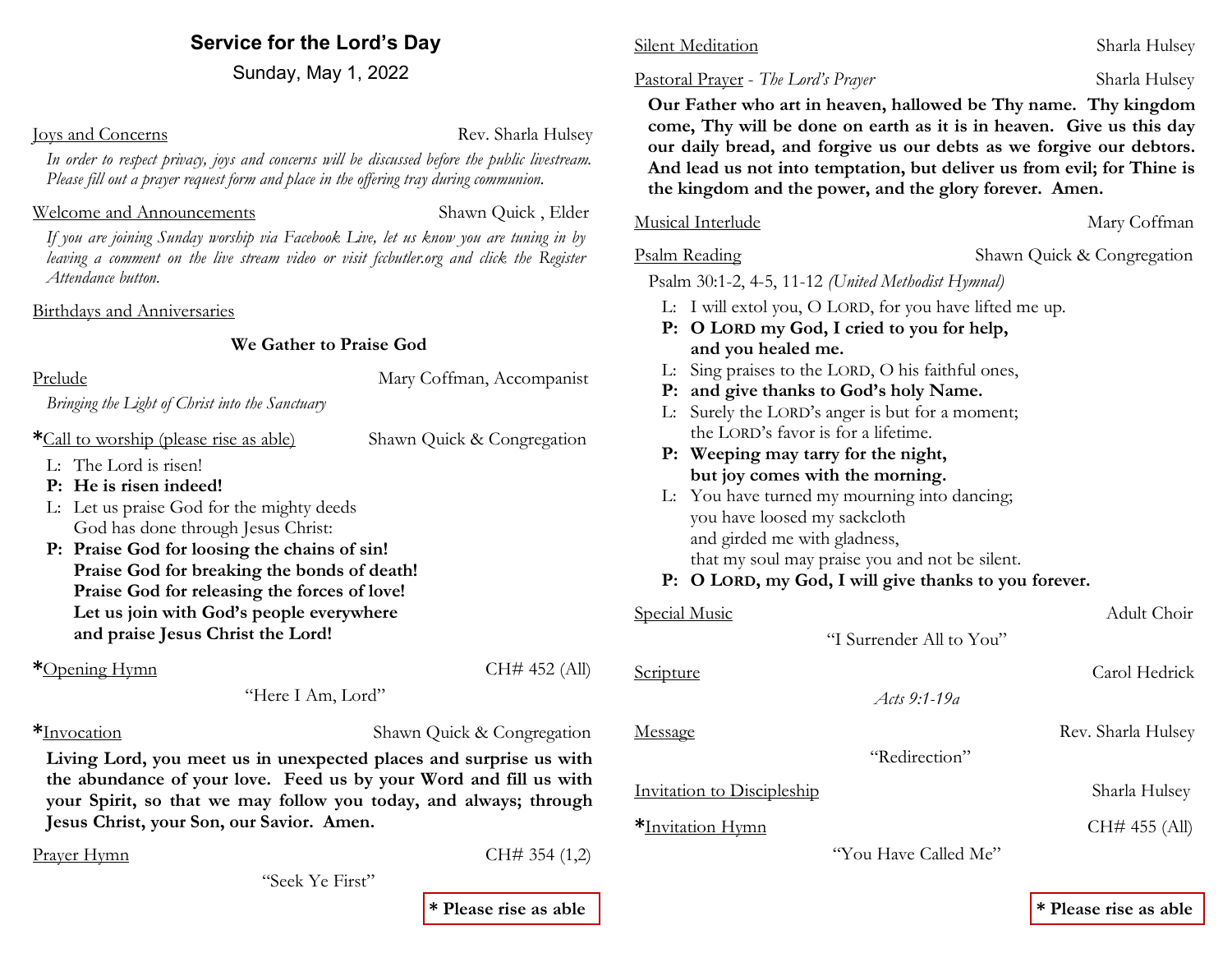## Service for the Lord's Day

Sunday, May 1, 2022

Joys and Concerns — Rev. Sharla Hulsey

*In order to respect privacy, joys and concerns will be discussed before the public livestream. Please fill out a prayer request form and place in the offering tray during communion.*

Welcome and Announcements — Shawn Quick , Elder

*If you are joining Sunday worship via Facebook Live, let us know you are tuning in by leaving a comment on the live stream video or visit fccbutler.org and click the Register Attendance button.*

Birthdays and Anniversaries

### We Gather to Praise God

Prelude — Mary Coffman, Accompanist

*Bringing the Light of Christ into the Sanctuary*

*Call to worship (please rise as able) — Shawn Quick & Congregation

L: The Lord is risen!
**P: He is risen indeed!**
L: Let us praise God for the mighty deeds
God has done through Jesus Christ:
**P: Praise God for loosing the chains of sin!
Praise God for breaking the bonds of death!
Praise God for releasing the forces of love!
Let us join with God's people everywhere
and praise Jesus Christ the Lord!**

*Opening Hymn — CH# 452 (All)

"Here I Am, Lord"

*Invocation — Shawn Quick & Congregation

**Living Lord, you meet us in unexpected places and surprise us with the abundance of your love. Feed us by your Word and fill us with your Spirit, so that we may follow you today, and always; through Jesus Christ, your Son, our Savior. Amen.**

Prayer Hymn — CH# 354 (1,2)

"Seek Ye First"

**\* Please rise as able**

Silent Meditation — Sharla Hulsey

Pastoral Prayer - *The Lord's Prayer* — Sharla Hulsey

**Our Father who art in heaven, hallowed be Thy name. Thy kingdom come, Thy will be done on earth as it is in heaven. Give us this day our daily bread, and forgive us our debts as we forgive our debtors. And lead us not into temptation, but deliver us from evil; for Thine is the kingdom and the power, and the glory forever. Amen.**

Musical Interlude — Mary Coffman

Psalm Reading — Shawn Quick & Congregation

Psalm 30:1-2, 4-5, 11-12 *(United Methodist Hymnal)*

L: I will extol you, O LORD, for you have lifted me up.
**P: O LORD my God, I cried to you for help,
and you healed me.**
L: Sing praises to the LORD, O his faithful ones,
**P: and give thanks to God's holy Name.**
L: Surely the LORD's anger is but for a moment;
the LORD's favor is for a lifetime.
**P: Weeping may tarry for the night,
but joy comes with the morning.**
L: You have turned my mourning into dancing;
you have loosed my sackcloth
and girded me with gladness,
that my soul may praise you and not be silent.
**P: O LORD, my God, I will give thanks to you forever.**

Special Music — Adult Choir

"I Surrender All to You"

Scripture — Carol Hedrick

*Acts 9:1-19a*

Message — Rev. Sharla Hulsey

"Redirection"

Invitation to Discipleship — Sharla Hulsey

*Invitation Hymn — CH# 455 (All)

"You Have Called Me"

**\* Please rise as able**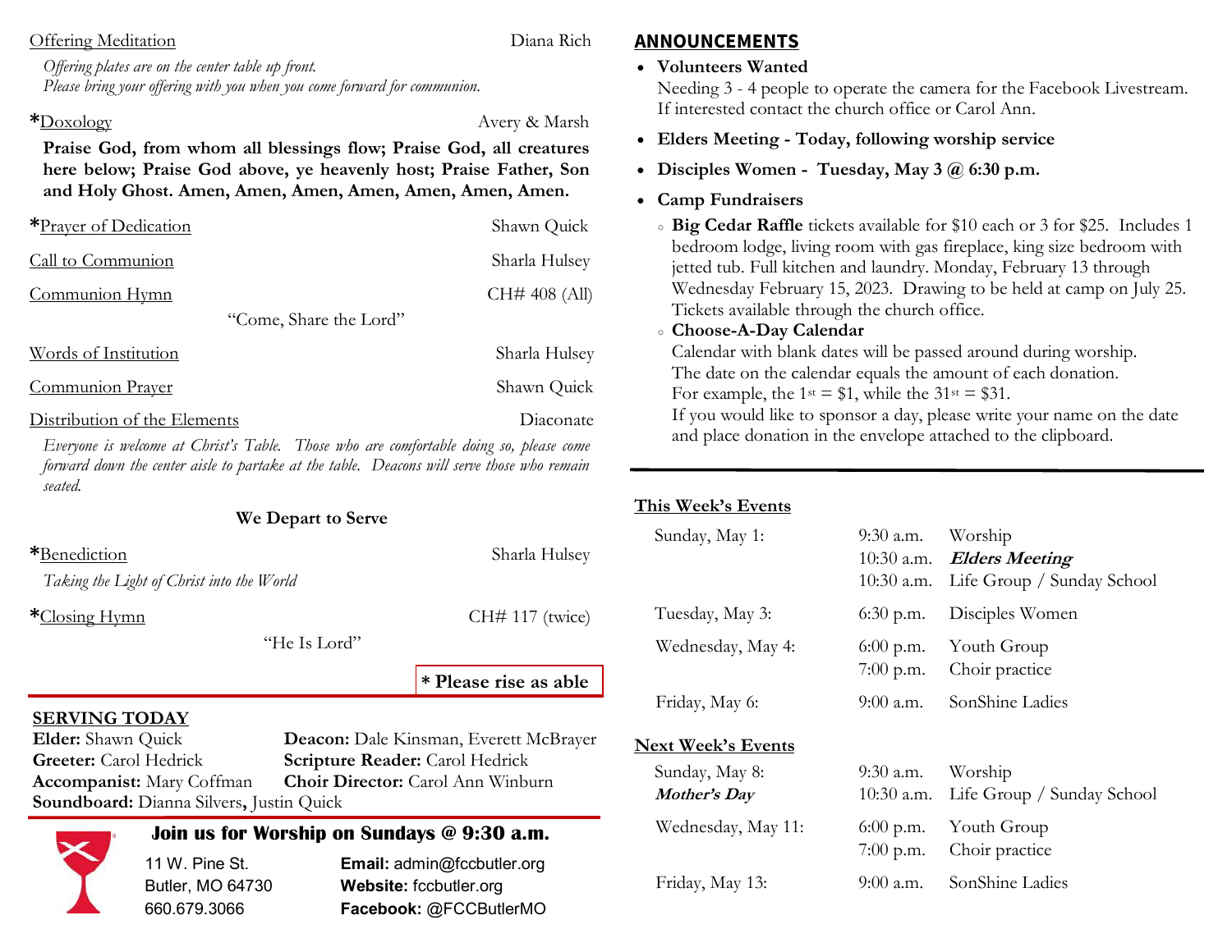Offering Meditation — Diana Rich

*Offering plates are on the center table up front.*
*Please bring your offering with you when you come forward for communion.*

*Doxology — Avery & Marsh

**Praise God, from whom all blessings flow; Praise God, all creatures here below; Praise God above, ye heavenly host; Praise Father, Son and Holy Ghost. Amen, Amen, Amen, Amen, Amen, Amen, Amen.**

*Prayer of Dedication — Shawn Quick

Call to Communion — Sharla Hulsey

Communion Hymn — CH# 408 (All)

"Come, Share the Lord"

Words of Institution — Sharla Hulsey

Communion Prayer — Shawn Quick

Distribution of the Elements — Diaconate

*Everyone is welcome at Christ's Table. Those who are comfortable doing so, please come forward down the center aisle to partake at the table. Deacons will serve those who remain seated.*

**We Depart to Serve**

*Benediction — Sharla Hulsey

*Taking the Light of Christ into the World*

*Closing Hymn — CH# 117 (twice)

"He Is Lord"

**\* Please rise as able**

## SERVING TODAY

**Elder:** Shawn Quick
**Deacon:** Dale Kinsman, Everett McBrayer
**Greeter:** Carol Hedrick
**Scripture Reader:** Carol Hedrick
**Accompanist:** Mary Coffman
**Choir Director:** Carol Ann Winburn
**Soundboard:** Dianna Silvers, Justin Quick

**Join us for Worship on Sundays @ 9:30 a.m.**

11 W. Pine St.
Butler, MO 64730
660.679.3066

**Email:** admin@fccbutler.org
**Website:** fccbutler.org
**Facebook:** @FCCButlerMO

## ANNOUNCEMENTS

- **Volunteers Wanted**
  Needing 3 - 4 people to operate the camera for the Facebook Livestream. If interested contact the church office or Carol Ann.
- **Elders Meeting - Today, following worship service**
- **Disciples Women - Tuesday, May 3 @ 6:30 p.m.**
- **Camp Fundraisers**
  - **Big Cedar Raffle** tickets available for $10 each or 3 for $25. Includes 1 bedroom lodge, living room with gas fireplace, king size bedroom with jetted tub. Full kitchen and laundry. Monday, February 13 through Wednesday February 15, 2023. Drawing to be held at camp on July 25. Tickets available through the church office.
  - **Choose-A-Day Calendar**
    Calendar with blank dates will be passed around during worship. The date on the calendar equals the amount of each donation. For example, the 1st = $1, while the 31st = $31.
    If you would like to sponsor a day, please write your name on the date and place donation in the envelope attached to the clipboard.

## This Week's Events

| | | |
|---|---|---|
| Sunday, May 1: | 9:30 a.m. | Worship |
| | 10:30 a.m. | ***Elders Meeting*** |
| | 10:30 a.m. | Life Group / Sunday School |
| Tuesday, May 3: | 6:30 p.m. | Disciples Women |
| Wednesday, May 4: | 6:00 p.m. | Youth Group |
| | 7:00 p.m. | Choir practice |
| Friday, May 6: | 9:00 a.m. | SonShine Ladies |

## Next Week's Events

| | | |
|---|---|---|
| Sunday, May 8: | 9:30 a.m. | Worship |
| ***Mother's Day*** | 10:30 a.m. | Life Group / Sunday School |
| Wednesday, May 11: | 6:00 p.m. | Youth Group |
| | 7:00 p.m. | Choir practice |
| Friday, May 13: | 9:00 a.m. | SonShine Ladies |